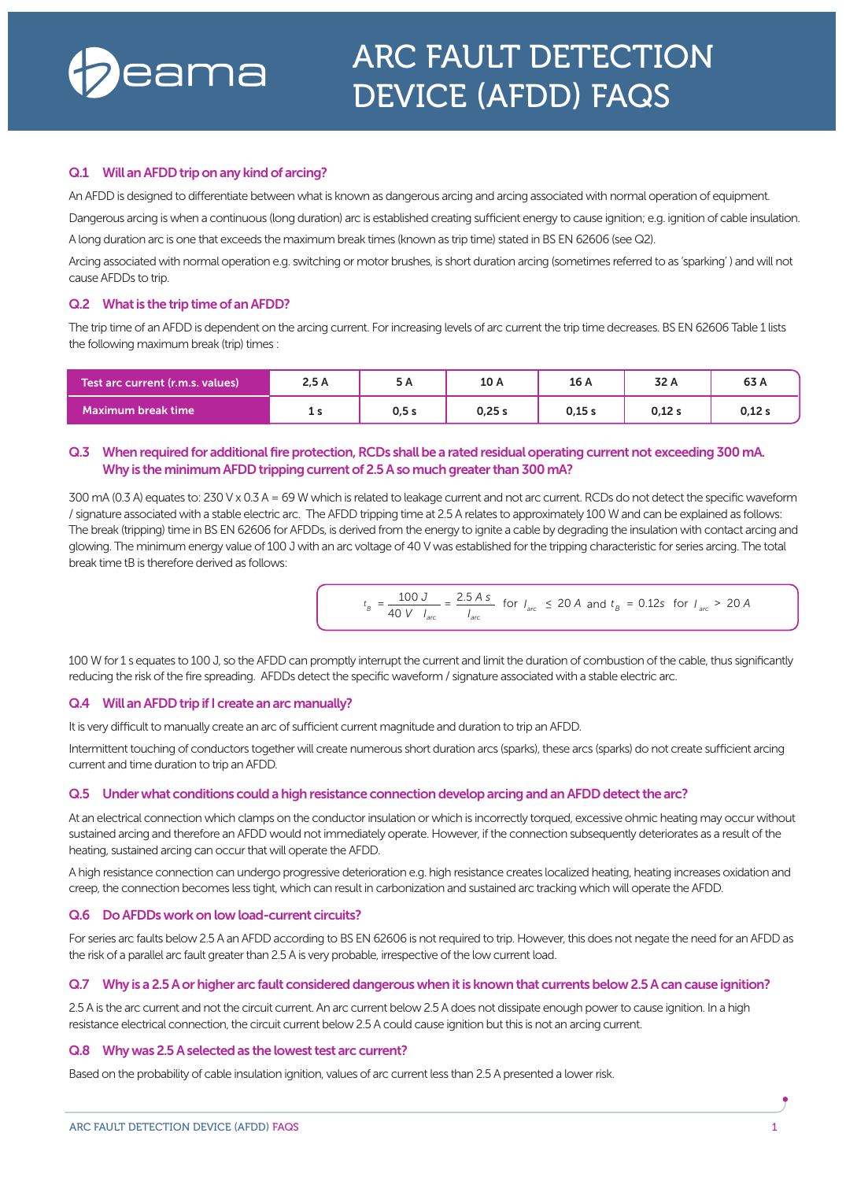# ARC FAULT DETECTION DEVICE (AFDD) FAQS

### Q.1 Will an AFDD trip on any kind of arcing?

An AFDD is designed to differentiate between what is known as dangerous arcing and arcing associated with normal operation of equipment.

Dangerous arcing is when a continuous (long duration) arc is established creating sufficient energy to cause ignition; e.g. ignition of cable insulation.

A long duration arc is one that exceeds the maximum break times (known as trip time) stated in BS EN 62606 (see Q2).

Arcing associated with normal operation e.g. switching or motor brushes, is short duration arcing (sometimes referred to as 'sparking' ) and will not cause AFDDs to trip.

### Q.2 What is the trip time of an AFDD?

The trip time of an AFDD is dependent on the arcing current. For increasing levels of arc current the trip time decreases. BS EN 62606 Table 1 lists the following maximum break (trip) times :

| Test arc current (r.m.s. values) | 2,5 A | 5 A | 10 A | 16 A | 32 A | 63 A |
|---|---|---|---|---|---|---|
| Maximum break time | 1 s | 0,5 s | 0,25 s | 0,15 s | 0,12 s | 0,12 s |

### Q.3 When required for additional fire protection, RCDs shall be a rated residual operating current not exceeding 300 mA. Why is the minimum AFDD tripping current of 2.5 A so much greater than 300 mA?

300 mA (0.3 A) equates to: 230 V x 0.3 A = 69 W which is related to leakage current and not arc current. RCDs do not detect the specific waveform / signature associated with a stable electric arc. The AFDD tripping time at 2.5 A relates to approximately 100 W and can be explained as follows: The break (tripping) time in BS EN 62606 for AFDDs, is derived from the energy to ignite a cable by degrading the insulation with contact arcing and glowing. The minimum energy value of 100 J with an arc voltage of 40 V was established for the tripping characteristic for series arcing. The total break time tB is therefore derived as follows:

$$t_B = \frac{100\ J}{40\ V \quad I_{arc}} = \frac{2.5\ A\ s}{I_{arc}} \quad \text{for } I_{arc} \leq 20\ A \text{ and } t_B = 0.12s \text{ for } I_{arc} > 20\ A$$

100 W for 1 s equates to 100 J, so the AFDD can promptly interrupt the current and limit the duration of combustion of the cable, thus significantly reducing the risk of the fire spreading. AFDDs detect the specific waveform / signature associated with a stable electric arc.

### Q.4 Will an AFDD trip if I create an arc manually?

It is very difficult to manually create an arc of sufficient current magnitude and duration to trip an AFDD.

Intermittent touching of conductors together will create numerous short duration arcs (sparks), these arcs (sparks) do not create sufficient arcing current and time duration to trip an AFDD.

### Q.5 Under what conditions could a high resistance connection develop arcing and an AFDD detect the arc?

At an electrical connection which clamps on the conductor insulation or which is incorrectly torqued, excessive ohmic heating may occur without sustained arcing and therefore an AFDD would not immediately operate. However, if the connection subsequently deteriorates as a result of the heating, sustained arcing can occur that will operate the AFDD.

A high resistance connection can undergo progressive deterioration e.g. high resistance creates localized heating, heating increases oxidation and creep, the connection becomes less tight, which can result in carbonization and sustained arc tracking which will operate the AFDD.

### Q.6 Do AFDDs work on low load-current circuits?

For series arc faults below 2.5 A an AFDD according to BS EN 62606 is not required to trip. However, this does not negate the need for an AFDD as the risk of a parallel arc fault greater than 2.5 A is very probable, irrespective of the low current load.

### Q.7 Why is a 2.5 A or higher arc fault considered dangerous when it is known that currents below 2.5 A can cause ignition?

2.5 A is the arc current and not the circuit current. An arc current below 2.5 A does not dissipate enough power to cause ignition. In a high resistance electrical connection, the circuit current below 2.5 A could cause ignition but this is not an arcing current.

### Q.8 Why was 2.5 A selected as the lowest test arc current?

Based on the probability of cable insulation ignition, values of arc current less than 2.5 A presented a lower risk.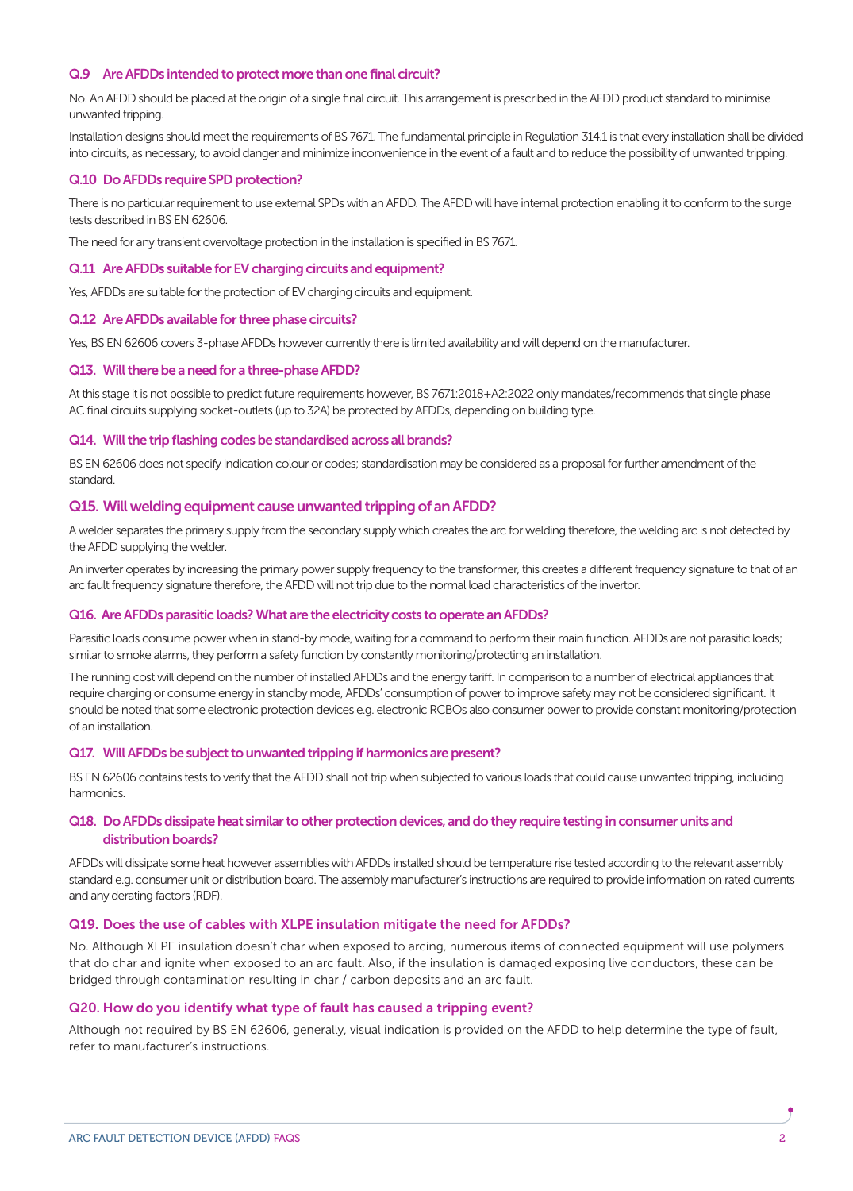### Q.9 Are AFDDs intended to protect more than one final circuit?

No. An AFDD should be placed at the origin of a single final circuit. This arrangement is prescribed in the AFDD product standard to minimise unwanted tripping.

Installation designs should meet the requirements of BS 7671. The fundamental principle in Regulation 314.1 is that every installation shall be divided into circuits, as necessary, to avoid danger and minimize inconvenience in the event of a fault and to reduce the possibility of unwanted tripping.

### Q.10 Do AFDDs require SPD protection?

There is no particular requirement to use external SPDs with an AFDD. The AFDD will have internal protection enabling it to conform to the surge tests described in BS EN 62606.

The need for any transient overvoltage protection in the installation is specified in BS 7671.

### Q.11 Are AFDDs suitable for EV charging circuits and equipment?

Yes, AFDDs are suitable for the protection of EV charging circuits and equipment.

### Q.12 Are AFDDs available for three phase circuits?

Yes, BS EN 62606 covers 3-phase AFDDs however currently there is limited availability and will depend on the manufacturer.

### Q13. Will there be a need for a three-phase AFDD?

At this stage it is not possible to predict future requirements however, BS 7671:2018+A2:2022 only mandates/recommends that single phase AC final circuits supplying socket-outlets (up to 32A) be protected by AFDDs, depending on building type.

### Q14. Will the trip flashing codes be standardised across all brands?

BS EN 62606 does not specify indication colour or codes; standardisation may be considered as a proposal for further amendment of the standard.

### Q15. Will welding equipment cause unwanted tripping of an AFDD?

A welder separates the primary supply from the secondary supply which creates the arc for welding therefore, the welding arc is not detected by the AFDD supplying the welder.

An inverter operates by increasing the primary power supply frequency to the transformer, this creates a different frequency signature to that of an arc fault frequency signature therefore, the AFDD will not trip due to the normal load characteristics of the invertor.

### Q16. Are AFDDs parasitic loads? What are the electricity costs to operate an AFDDs?

Parasitic loads consume power when in stand-by mode, waiting for a command to perform their main function. AFDDs are not parasitic loads; similar to smoke alarms, they perform a safety function by constantly monitoring/protecting an installation.

The running cost will depend on the number of installed AFDDs and the energy tariff. In comparison to a number of electrical appliances that require charging or consume energy in standby mode, AFDDs' consumption of power to improve safety may not be considered significant. It should be noted that some electronic protection devices e.g. electronic RCBOs also consumer power to provide constant monitoring/protection of an installation.

### Q17. Will AFDDs be subject to unwanted tripping if harmonics are present?

BS EN 62606 contains tests to verify that the AFDD shall not trip when subjected to various loads that could cause unwanted tripping, including harmonics.

### Q18. Do AFDDs dissipate heat similar to other protection devices, and do they require testing in consumer units and distribution boards?

AFDDs will dissipate some heat however assemblies with AFDDs installed should be temperature rise tested according to the relevant assembly standard e.g. consumer unit or distribution board. The assembly manufacturer's instructions are required to provide information on rated currents and any derating factors (RDF).

### Q19. Does the use of cables with XLPE insulation mitigate the need for AFDDs?

No. Although XLPE insulation doesn't char when exposed to arcing, numerous items of connected equipment will use polymers that do char and ignite when exposed to an arc fault. Also, if the insulation is damaged exposing live conductors, these can be bridged through contamination resulting in char / carbon deposits and an arc fault.

### Q20. How do you identify what type of fault has caused a tripping event?

Although not required by BS EN 62606, generally, visual indication is provided on the AFDD to help determine the type of fault, refer to manufacturer's instructions.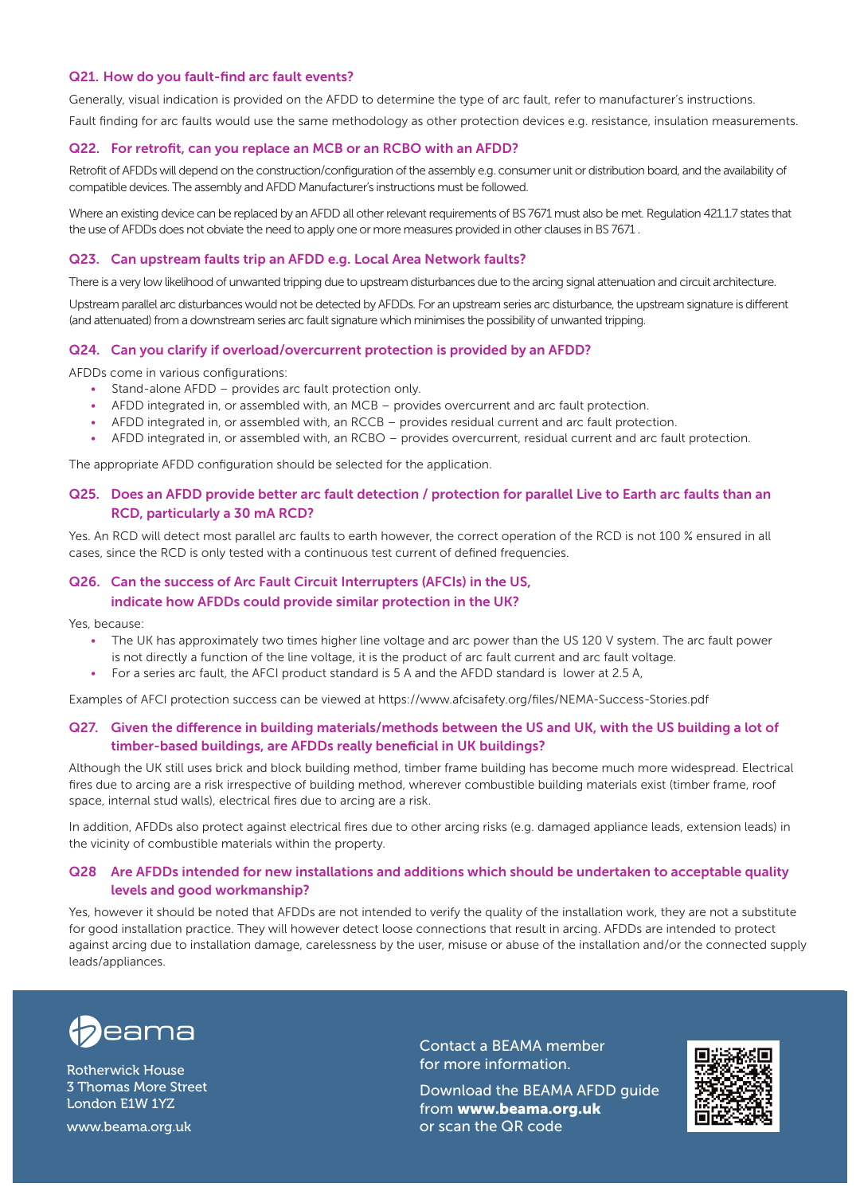### Q21. How do you fault-find arc fault events?

Generally, visual indication is provided on the AFDD to determine the type of arc fault, refer to manufacturer's instructions.

Fault finding for arc faults would use the same methodology as other protection devices e.g. resistance, insulation measurements.

### Q22. For retrofit, can you replace an MCB or an RCBO with an AFDD?

Retrofit of AFDDs will depend on the construction/configuration of the assembly e.g. consumer unit or distribution board, and the availability of compatible devices. The assembly and AFDD Manufacturer's instructions must be followed.

Where an existing device can be replaced by an AFDD all other relevant requirements of BS 7671 must also be met. Regulation 421.1.7 states that the use of AFDDs does not obviate the need to apply one or more measures provided in other clauses in BS 7671 .

### Q23. Can upstream faults trip an AFDD e.g. Local Area Network faults?

There is a very low likelihood of unwanted tripping due to upstream disturbances due to the arcing signal attenuation and circuit architecture.

Upstream parallel arc disturbances would not be detected by AFDDs. For an upstream series arc disturbance, the upstream signature is different (and attenuated) from a downstream series arc fault signature which minimises the possibility of unwanted tripping.

### Q24. Can you clarify if overload/overcurrent protection is provided by an AFDD?

AFDDs come in various configurations:

- Stand-alone AFDD – provides arc fault protection only.
- AFDD integrated in, or assembled with, an MCB – provides overcurrent and arc fault protection.
- AFDD integrated in, or assembled with, an RCCB – provides residual current and arc fault protection.
- AFDD integrated in, or assembled with, an RCBO – provides overcurrent, residual current and arc fault protection.

The appropriate AFDD configuration should be selected for the application.

### Q25. Does an AFDD provide better arc fault detection / protection for parallel Live to Earth arc faults than an RCD, particularly a 30 mA RCD?

Yes. An RCD will detect most parallel arc faults to earth however, the correct operation of the RCD is not 100 % ensured in all cases, since the RCD is only tested with a continuous test current of defined frequencies.

### Q26. Can the success of Arc Fault Circuit Interrupters (AFCIs) in the US, indicate how AFDDs could provide similar protection in the UK?

Yes, because:

- The UK has approximately two times higher line voltage and arc power than the US 120 V system. The arc fault power is not directly a function of the line voltage, it is the product of arc fault current and arc fault voltage.
- For a series arc fault, the AFCI product standard is 5 A and the AFDD standard is lower at 2.5 A,

Examples of AFCI protection success can be viewed at https://www.afcisafety.org/files/NEMA-Success-Stories.pdf

### Q27. Given the difference in building materials/methods between the US and UK, with the US building a lot of timber-based buildings, are AFDDs really beneficial in UK buildings?

Although the UK still uses brick and block building method, timber frame building has become much more widespread. Electrical fires due to arcing are a risk irrespective of building method, wherever combustible building materials exist (timber frame, roof space, internal stud walls), electrical fires due to arcing are a risk.

In addition, AFDDs also protect against electrical fires due to other arcing risks (e.g. damaged appliance leads, extension leads) in the vicinity of combustible materials within the property.

### Q28 Are AFDDs intended for new installations and additions which should be undertaken to acceptable quality levels and good workmanship?

Yes, however it should be noted that AFDDs are not intended to verify the quality of the installation work, they are not a substitute for good installation practice. They will however detect loose connections that result in arcing. AFDDs are intended to protect against arcing due to installation damage, carelessness by the user, misuse or abuse of the installation and/or the connected supply leads/appliances.

beama

Rotherwick House
3 Thomas More Street
London E1W 1YZ

www.beama.org.uk

Contact a BEAMA member for more information.

Download the BEAMA AFDD guide from **www.beama.org.uk** or scan the QR code